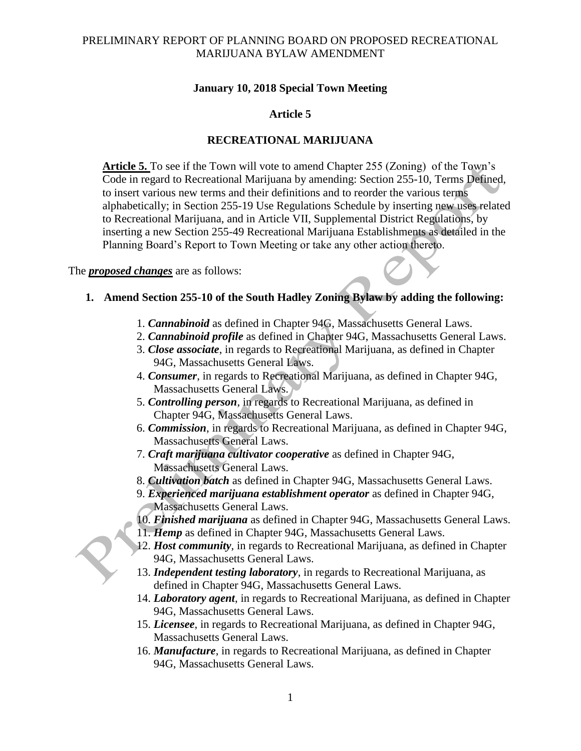PRELIMINARY REPORT OF PLANNING BOARD ON PROPOSED RECREATIONAL MARIJUANA BYLAW AMENDMENT

**January 10, 2018 Special Town Meeting**

**Article 5**

**RECREATIONAL MARIJUANA**

> **Article 5.** To see if the Town will vote to amend Chapter 255 (Zoning) of the Town's Code in regard to Recreational Marijuana by amending: Section 255-10, Terms Defined, to insert various new terms and their definitions and to reorder the various terms alphabetically; in Section 255-19 Use Regulations Schedule by inserting new uses related to Recreational Marijuana, and in Article VII, Supplemental District Regulations, by inserting a new Section 255-49 Recreational Marijuana Establishments as detailed in the Planning Board's Report to Town Meeting or take any other action thereto.

The ***proposed changes*** are as follows:

**1. Amend Section 255-10 of the South Hadley Zoning Bylaw by adding the following:**

1. ***Cannabinoid*** as defined in Chapter 94G, Massachusetts General Laws.
2. ***Cannabinoid profile*** as defined in Chapter 94G, Massachusetts General Laws.
3. ***Close associate***, in regards to Recreational Marijuana, as defined in Chapter 94G, Massachusetts General Laws.
4. ***Consumer***, in regards to Recreational Marijuana, as defined in Chapter 94G, Massachusetts General Laws.
5. ***Controlling person***, in regards to Recreational Marijuana, as defined in Chapter 94G, Massachusetts General Laws.
6. ***Commission***, in regards to Recreational Marijuana, as defined in Chapter 94G, Massachusetts General Laws.
7. ***Craft marijuana cultivator cooperative*** as defined in Chapter 94G, Massachusetts General Laws.
8. ***Cultivation batch*** as defined in Chapter 94G, Massachusetts General Laws.
9. ***Experienced marijuana establishment operator*** as defined in Chapter 94G, Massachusetts General Laws.
10. ***Finished marijuana*** as defined in Chapter 94G, Massachusetts General Laws.
11. ***Hemp*** as defined in Chapter 94G, Massachusetts General Laws.
12. ***Host community***, in regards to Recreational Marijuana, as defined in Chapter 94G, Massachusetts General Laws.
13. ***Independent testing laboratory***, in regards to Recreational Marijuana, as defined in Chapter 94G, Massachusetts General Laws.
14. ***Laboratory agent***, in regards to Recreational Marijuana, as defined in Chapter 94G, Massachusetts General Laws.
15. ***Licensee***, in regards to Recreational Marijuana, as defined in Chapter 94G, Massachusetts General Laws.
16. ***Manufacture***, in regards to Recreational Marijuana, as defined in Chapter 94G, Massachusetts General Laws.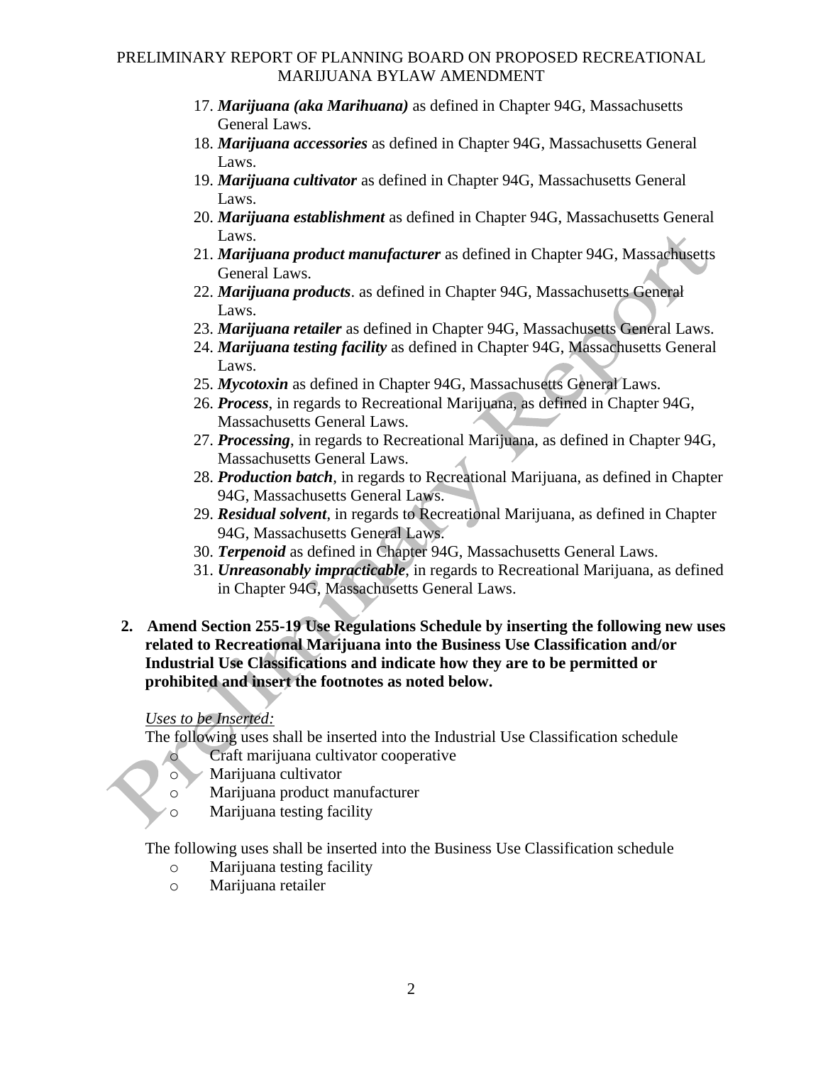17. ***Marijuana (aka Marihuana)*** as defined in Chapter 94G, Massachusetts General Laws.
18. ***Marijuana accessories*** as defined in Chapter 94G, Massachusetts General Laws.
19. ***Marijuana cultivator*** as defined in Chapter 94G, Massachusetts General Laws.
20. ***Marijuana establishment*** as defined in Chapter 94G, Massachusetts General Laws.
21. ***Marijuana product manufacturer*** as defined in Chapter 94G, Massachusetts General Laws.
22. ***Marijuana products***. as defined in Chapter 94G, Massachusetts General Laws.
23. ***Marijuana retailer*** as defined in Chapter 94G, Massachusetts General Laws.
24. ***Marijuana testing facility*** as defined in Chapter 94G, Massachusetts General Laws.
25. ***Mycotoxin*** as defined in Chapter 94G, Massachusetts General Laws.
26. ***Process***, in regards to Recreational Marijuana, as defined in Chapter 94G, Massachusetts General Laws.
27. ***Processing***, in regards to Recreational Marijuana, as defined in Chapter 94G, Massachusetts General Laws.
28. ***Production batch***, in regards to Recreational Marijuana, as defined in Chapter 94G, Massachusetts General Laws.
29. ***Residual solvent***, in regards to Recreational Marijuana, as defined in Chapter 94G, Massachusetts General Laws.
30. ***Terpenoid*** as defined in Chapter 94G, Massachusetts General Laws.
31. ***Unreasonably impracticable***, in regards to Recreational Marijuana, as defined in Chapter 94G, Massachusetts General Laws.

**2. Amend Section 255-19 Use Regulations Schedule by inserting the following new uses related to Recreational Marijuana into the Business Use Classification and/or Industrial Use Classifications and indicate how they are to be permitted or prohibited and insert the footnotes as noted below.**

*Uses to be Inserted:*

The following uses shall be inserted into the Industrial Use Classification schedule

- Craft marijuana cultivator cooperative
- Marijuana cultivator
- Marijuana product manufacturer
- Marijuana testing facility

The following uses shall be inserted into the Business Use Classification schedule

- Marijuana testing facility
- Marijuana retailer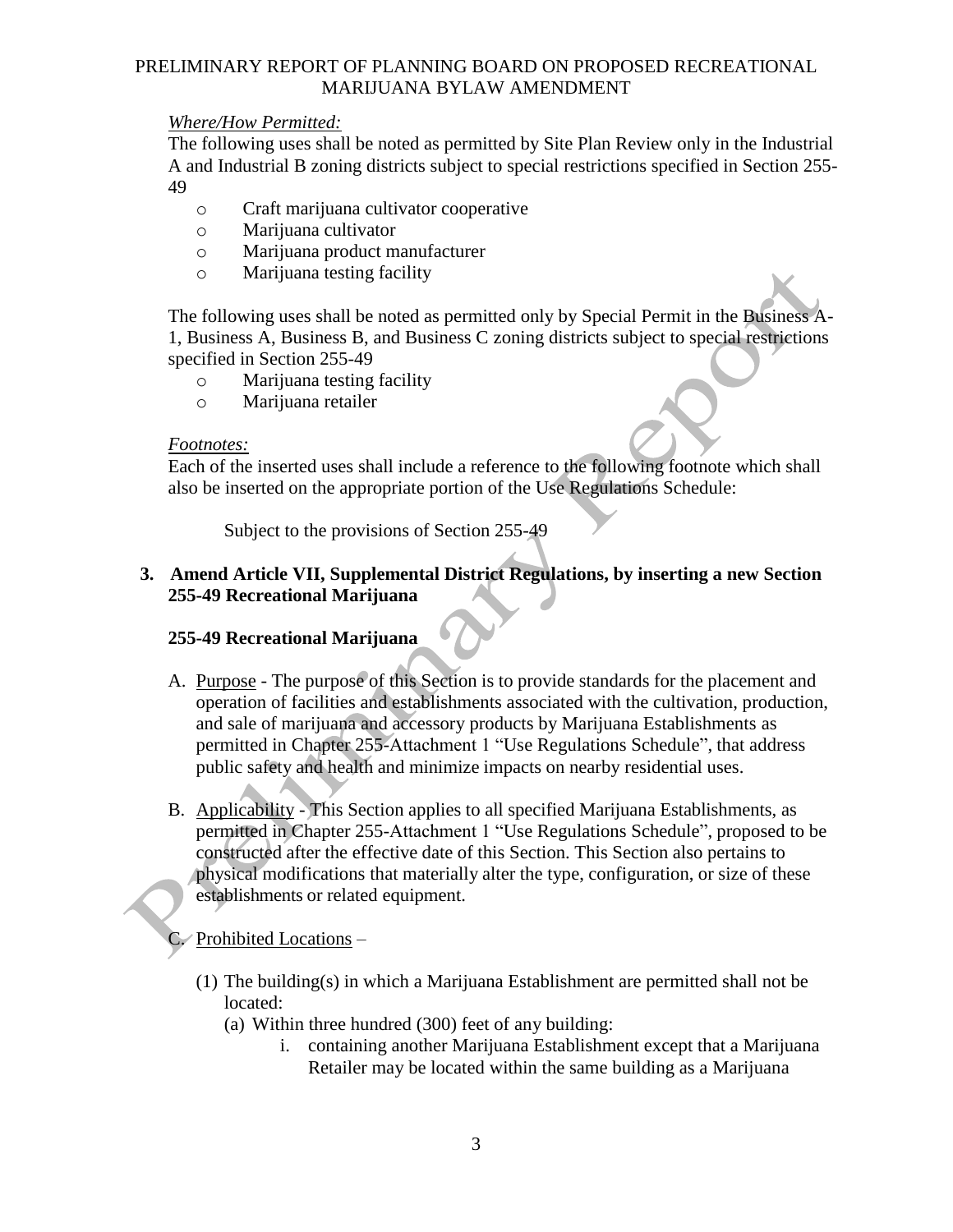*Where/How Permitted:*

The following uses shall be noted as permitted by Site Plan Review only in the Industrial A and Industrial B zoning districts subject to special restrictions specified in Section 255-49

- Craft marijuana cultivator cooperative
- Marijuana cultivator
- Marijuana product manufacturer
- Marijuana testing facility

The following uses shall be noted as permitted only by Special Permit in the Business A-1, Business A, Business B, and Business C zoning districts subject to special restrictions specified in Section 255-49

- Marijuana testing facility
- Marijuana retailer

*Footnotes:*

Each of the inserted uses shall include a reference to the following footnote which shall also be inserted on the appropriate portion of the Use Regulations Schedule:

> Subject to the provisions of Section 255-49

**3. Amend Article VII, Supplemental District Regulations, by inserting a new Section 255-49 Recreational Marijuana**

**255-49 Recreational Marijuana**

A. Purpose - The purpose of this Section is to provide standards for the placement and operation of facilities and establishments associated with the cultivation, production, and sale of marijuana and accessory products by Marijuana Establishments as permitted in Chapter 255-Attachment 1 "Use Regulations Schedule", that address public safety and health and minimize impacts on nearby residential uses.

B. Applicability - This Section applies to all specified Marijuana Establishments, as permitted in Chapter 255-Attachment 1 "Use Regulations Schedule", proposed to be constructed after the effective date of this Section. This Section also pertains to physical modifications that materially alter the type, configuration, or size of these establishments or related equipment.

C. Prohibited Locations –

(1) The building(s) in which a Marijuana Establishment are permitted shall not be located:

(a) Within three hundred (300) feet of any building:

i. containing another Marijuana Establishment except that a Marijuana Retailer may be located within the same building as a Marijuana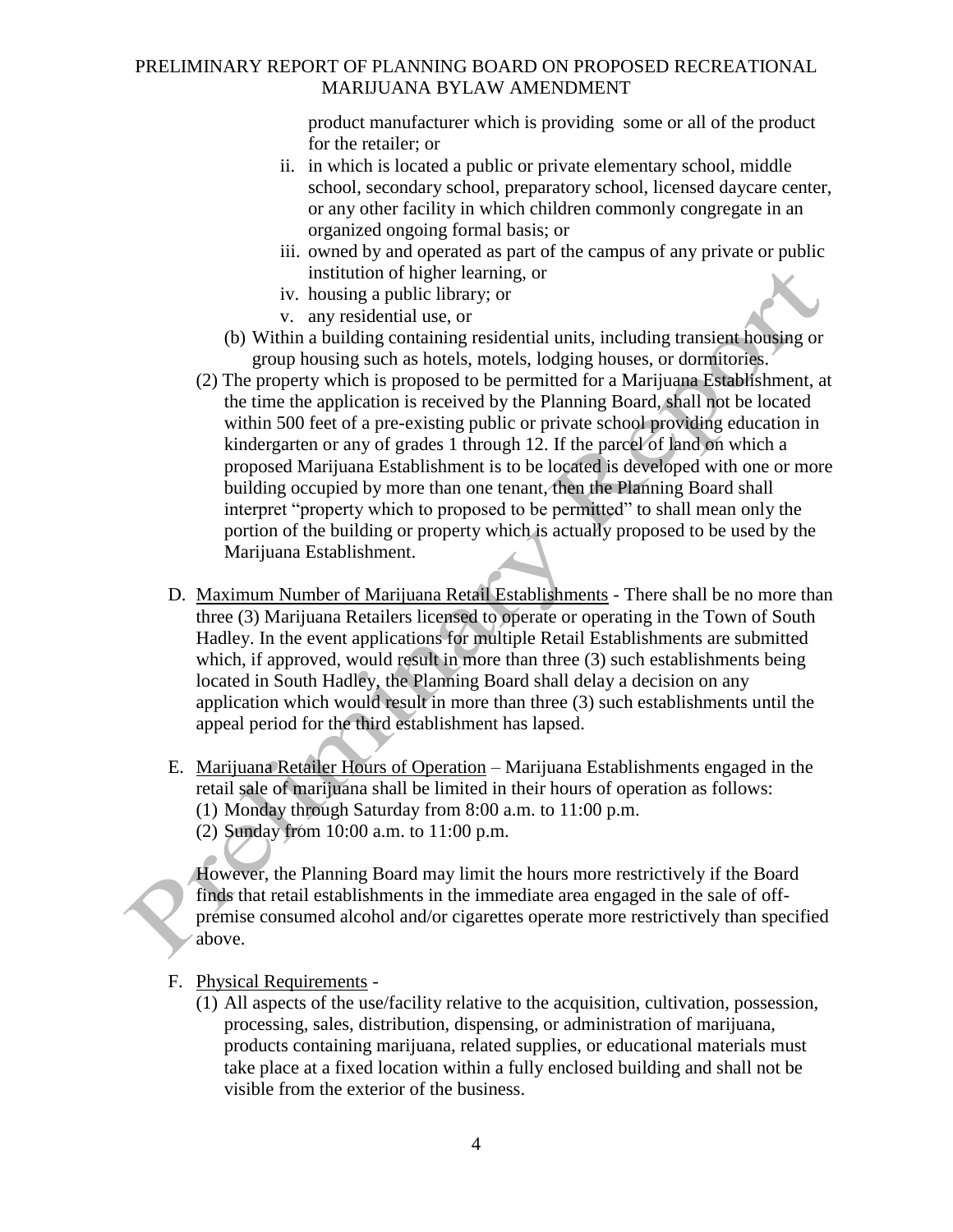product manufacturer which is providing some or all of the product for the retailer; or

ii. in which is located a public or private elementary school, middle school, secondary school, preparatory school, licensed daycare center, or any other facility in which children commonly congregate in an organized ongoing formal basis; or

iii. owned by and operated as part of the campus of any private or public institution of higher learning, or

iv. housing a public library; or

v. any residential use, or

(b) Within a building containing residential units, including transient housing or group housing such as hotels, motels, lodging houses, or dormitories.

(2) The property which is proposed to be permitted for a Marijuana Establishment, at the time the application is received by the Planning Board, shall not be located within 500 feet of a pre-existing public or private school providing education in kindergarten or any of grades 1 through 12. If the parcel of land on which a proposed Marijuana Establishment is to be located is developed with one or more building occupied by more than one tenant, then the Planning Board shall interpret "property which to proposed to be permitted" to shall mean only the portion of the building or property which is actually proposed to be used by the Marijuana Establishment.

D. <u>Maximum Number of Marijuana Retail Establishments</u> - There shall be no more than three (3) Marijuana Retailers licensed to operate or operating in the Town of South Hadley. In the event applications for multiple Retail Establishments are submitted which, if approved, would result in more than three (3) such establishments being located in South Hadley, the Planning Board shall delay a decision on any application which would result in more than three (3) such establishments until the appeal period for the third establishment has lapsed.

E. <u>Marijuana Retailer Hours of Operation</u> – Marijuana Establishments engaged in the retail sale of marijuana shall be limited in their hours of operation as follows:

(1) Monday through Saturday from 8:00 a.m. to 11:00 p.m.

(2) Sunday from 10:00 a.m. to 11:00 p.m.

However, the Planning Board may limit the hours more restrictively if the Board finds that retail establishments in the immediate area engaged in the sale of off-premise consumed alcohol and/or cigarettes operate more restrictively than specified above.

F. <u>Physical Requirements</u> -

(1) All aspects of the use/facility relative to the acquisition, cultivation, possession, processing, sales, distribution, dispensing, or administration of marijuana, products containing marijuana, related supplies, or educational materials must take place at a fixed location within a fully enclosed building and shall not be visible from the exterior of the business.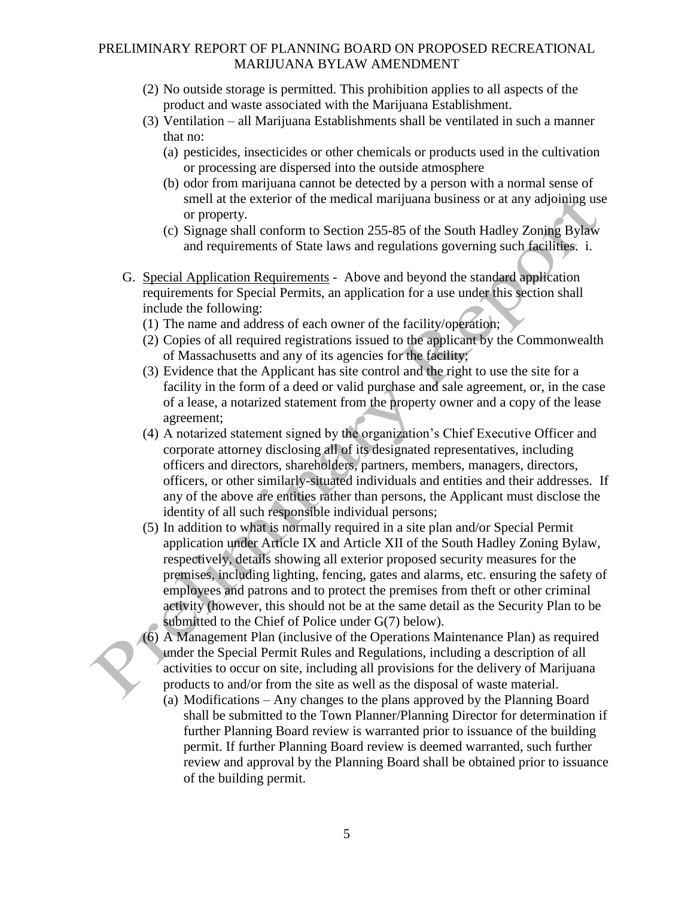(2) No outside storage is permitted. This prohibition applies to all aspects of the product and waste associated with the Marijuana Establishment.

(3) Ventilation – all Marijuana Establishments shall be ventilated in such a manner that no:

   (a) pesticides, insecticides or other chemicals or products used in the cultivation or processing are dispersed into the outside atmosphere

   (b) odor from marijuana cannot be detected by a person with a normal sense of smell at the exterior of the medical marijuana business or at any adjoining use or property.

   (c) Signage shall conform to Section 255-85 of the South Hadley Zoning Bylaw and requirements of State laws and regulations governing such facilities. i.

G. <u>Special Application Requirements</u> - Above and beyond the standard application requirements for Special Permits, an application for a use under this section shall include the following:

(1) The name and address of each owner of the facility/operation;

(2) Copies of all required registrations issued to the applicant by the Commonwealth of Massachusetts and any of its agencies for the facility;

(3) Evidence that the Applicant has site control and the right to use the site for a facility in the form of a deed or valid purchase and sale agreement, or, in the case of a lease, a notarized statement from the property owner and a copy of the lease agreement;

(4) A notarized statement signed by the organization's Chief Executive Officer and corporate attorney disclosing all of its designated representatives, including officers and directors, shareholders, partners, members, managers, directors, officers, or other similarly-situated individuals and entities and their addresses. If any of the above are entities rather than persons, the Applicant must disclose the identity of all such responsible individual persons;

(5) In addition to what is normally required in a site plan and/or Special Permit application under Article IX and Article XII of the South Hadley Zoning Bylaw, respectively, details showing all exterior proposed security measures for the premises, including lighting, fencing, gates and alarms, etc. ensuring the safety of employees and patrons and to protect the premises from theft or other criminal activity (however, this should not be at the same detail as the Security Plan to be submitted to the Chief of Police under G(7) below).

(6) A Management Plan (inclusive of the Operations Maintenance Plan) as required under the Special Permit Rules and Regulations, including a description of all activities to occur on site, including all provisions for the delivery of Marijuana products to and/or from the site as well as the disposal of waste material.

   (a) Modifications – Any changes to the plans approved by the Planning Board shall be submitted to the Town Planner/Planning Director for determination if further Planning Board review is warranted prior to issuance of the building permit. If further Planning Board review is deemed warranted, such further review and approval by the Planning Board shall be obtained prior to issuance of the building permit.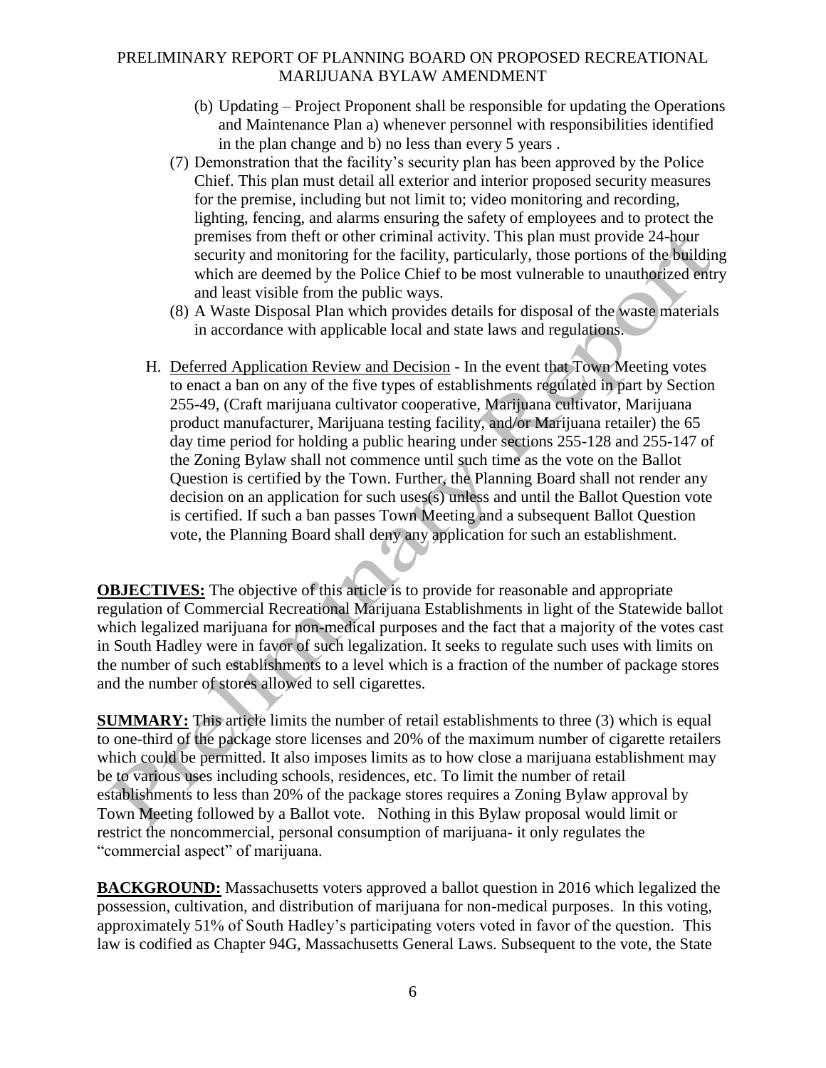(b) Updating – Project Proponent shall be responsible for updating the Operations and Maintenance Plan a) whenever personnel with responsibilities identified in the plan change and b) no less than every 5 years .

(7) Demonstration that the facility's security plan has been approved by the Police Chief. This plan must detail all exterior and interior proposed security measures for the premise, including but not limit to; video monitoring and recording, lighting, fencing, and alarms ensuring the safety of employees and to protect the premises from theft or other criminal activity. This plan must provide 24-hour security and monitoring for the facility, particularly, those portions of the building which are deemed by the Police Chief to be most vulnerable to unauthorized entry and least visible from the public ways.

(8) A Waste Disposal Plan which provides details for disposal of the waste materials in accordance with applicable local and state laws and regulations.

H. Deferred Application Review and Decision - In the event that Town Meeting votes to enact a ban on any of the five types of establishments regulated in part by Section 255-49, (Craft marijuana cultivator cooperative, Marijuana cultivator, Marijuana product manufacturer, Marijuana testing facility, and/or Marijuana retailer) the 65 day time period for holding a public hearing under sections 255-128 and 255-147 of the Zoning Bylaw shall not commence until such time as the vote on the Ballot Question is certified by the Town. Further, the Planning Board shall not render any decision on an application for such uses(s) unless and until the Ballot Question vote is certified. If such a ban passes Town Meeting and a subsequent Ballot Question vote, the Planning Board shall deny any application for such an establishment.

**OBJECTIVES:** The objective of this article is to provide for reasonable and appropriate regulation of Commercial Recreational Marijuana Establishments in light of the Statewide ballot which legalized marijuana for non-medical purposes and the fact that a majority of the votes cast in South Hadley were in favor of such legalization. It seeks to regulate such uses with limits on the number of such establishments to a level which is a fraction of the number of package stores and the number of stores allowed to sell cigarettes.

**SUMMARY:** This article limits the number of retail establishments to three (3) which is equal to one-third of the package store licenses and 20% of the maximum number of cigarette retailers which could be permitted. It also imposes limits as to how close a marijuana establishment may be to various uses including schools, residences, etc. To limit the number of retail establishments to less than 20% of the package stores requires a Zoning Bylaw approval by Town Meeting followed by a Ballot vote. Nothing in this Bylaw proposal would limit or restrict the noncommercial, personal consumption of marijuana- it only regulates the "commercial aspect" of marijuana.

**BACKGROUND:** Massachusetts voters approved a ballot question in 2016 which legalized the possession, cultivation, and distribution of marijuana for non-medical purposes. In this voting, approximately 51% of South Hadley's participating voters voted in favor of the question. This law is codified as Chapter 94G, Massachusetts General Laws. Subsequent to the vote, the State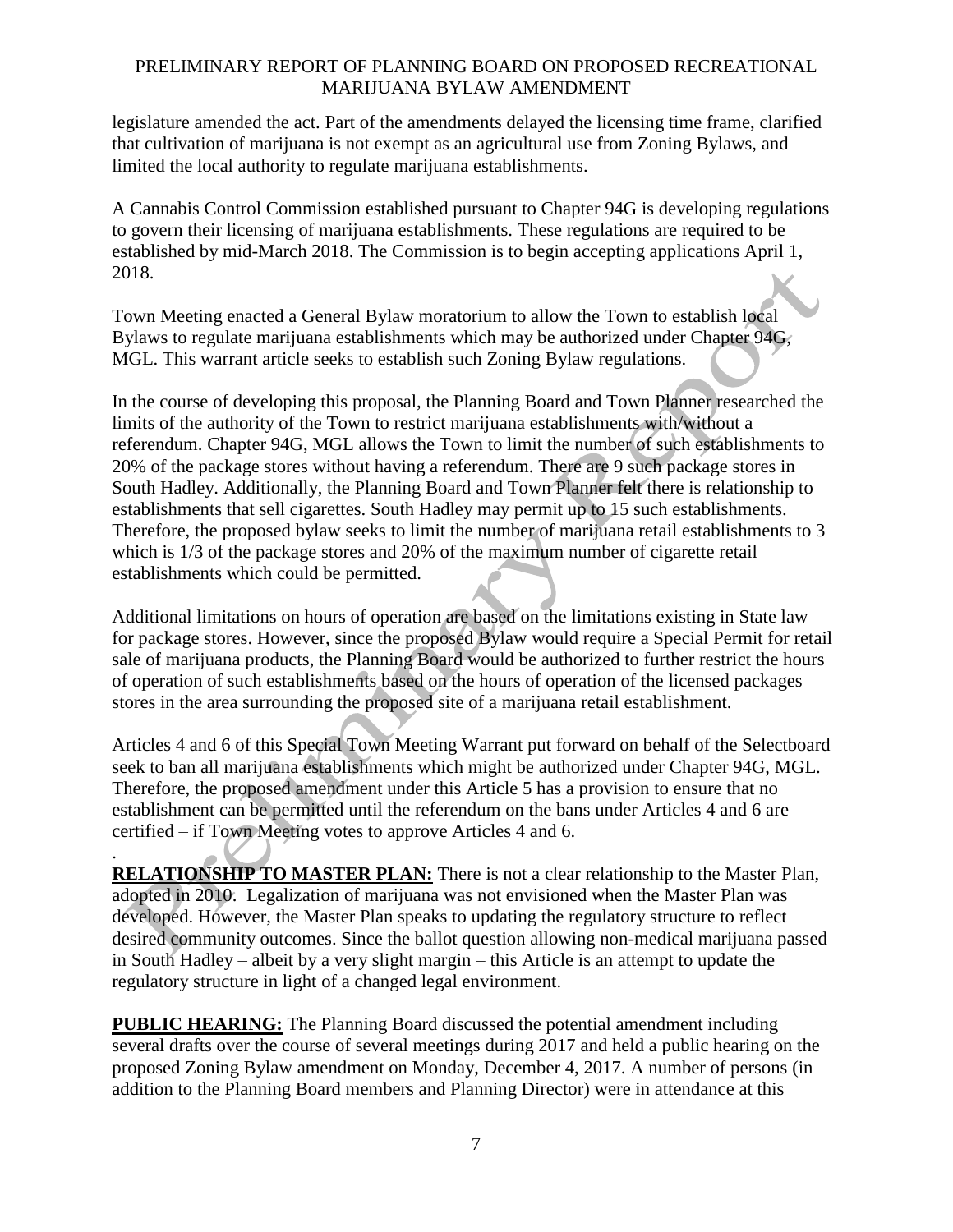legislature amended the act. Part of the amendments delayed the licensing time frame, clarified that cultivation of marijuana is not exempt as an agricultural use from Zoning Bylaws, and limited the local authority to regulate marijuana establishments.

A Cannabis Control Commission established pursuant to Chapter 94G is developing regulations to govern their licensing of marijuana establishments. These regulations are required to be established by mid-March 2018. The Commission is to begin accepting applications April 1, 2018.

Town Meeting enacted a General Bylaw moratorium to allow the Town to establish local Bylaws to regulate marijuana establishments which may be authorized under Chapter 94G, MGL. This warrant article seeks to establish such Zoning Bylaw regulations.

In the course of developing this proposal, the Planning Board and Town Planner researched the limits of the authority of the Town to restrict marijuana establishments with/without a referendum. Chapter 94G, MGL allows the Town to limit the number of such establishments to 20% of the package stores without having a referendum. There are 9 such package stores in South Hadley. Additionally, the Planning Board and Town Planner felt there is relationship to establishments that sell cigarettes. South Hadley may permit up to 15 such establishments. Therefore, the proposed bylaw seeks to limit the number of marijuana retail establishments to 3 which is 1/3 of the package stores and 20% of the maximum number of cigarette retail establishments which could be permitted.

Additional limitations on hours of operation are based on the limitations existing in State law for package stores. However, since the proposed Bylaw would require a Special Permit for retail sale of marijuana products, the Planning Board would be authorized to further restrict the hours of operation of such establishments based on the hours of operation of the licensed packages stores in the area surrounding the proposed site of a marijuana retail establishment.

Articles 4 and 6 of this Special Town Meeting Warrant put forward on behalf of the Selectboard seek to ban all marijuana establishments which might be authorized under Chapter 94G, MGL. Therefore, the proposed amendment under this Article 5 has a provision to ensure that no establishment can be permitted until the referendum on the bans under Articles 4 and 6 are certified – if Town Meeting votes to approve Articles 4 and 6.

.

**RELATIONSHIP TO MASTER PLAN:** There is not a clear relationship to the Master Plan, adopted in 2010. Legalization of marijuana was not envisioned when the Master Plan was developed. However, the Master Plan speaks to updating the regulatory structure to reflect desired community outcomes. Since the ballot question allowing non-medical marijuana passed in South Hadley – albeit by a very slight margin – this Article is an attempt to update the regulatory structure in light of a changed legal environment.

**PUBLIC HEARING:** The Planning Board discussed the potential amendment including several drafts over the course of several meetings during 2017 and held a public hearing on the proposed Zoning Bylaw amendment on Monday, December 4, 2017. A number of persons (in addition to the Planning Board members and Planning Director) were in attendance at this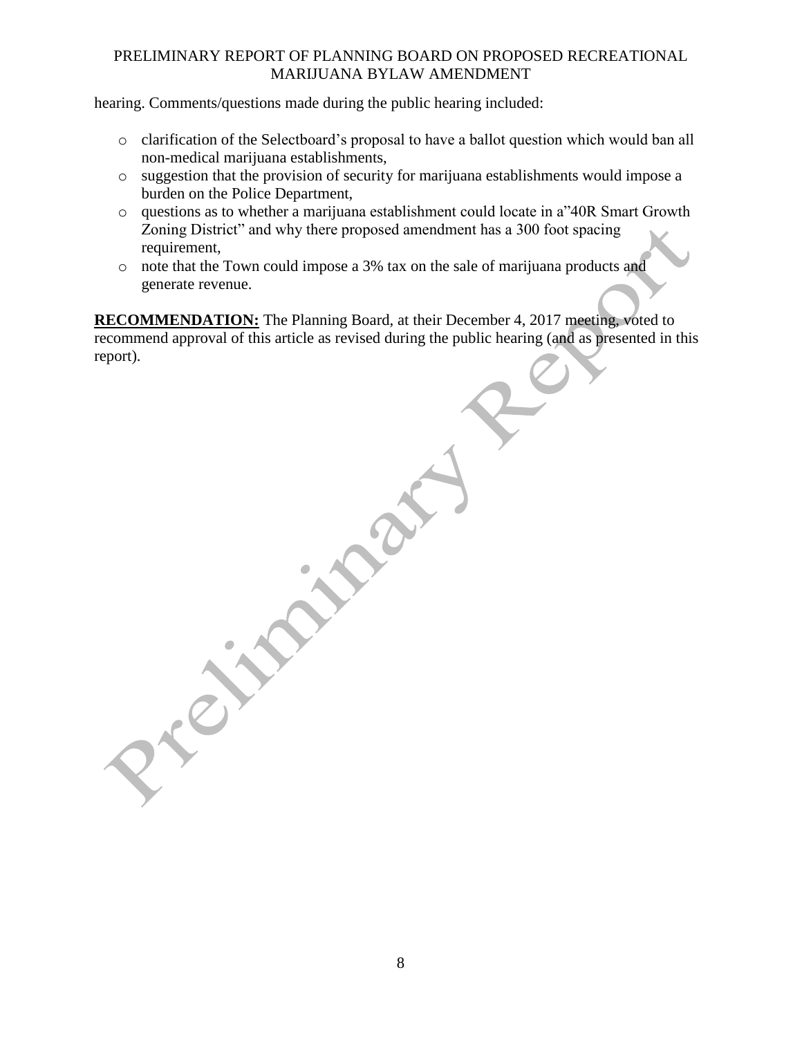hearing. Comments/questions made during the public hearing included:

- clarification of the Selectboard's proposal to have a ballot question which would ban all non-medical marijuana establishments,
- suggestion that the provision of security for marijuana establishments would impose a burden on the Police Department,
- questions as to whether a marijuana establishment could locate in a"40R Smart Growth Zoning District" and why there proposed amendment has a 300 foot spacing requirement,
- note that the Town could impose a 3% tax on the sale of marijuana products and generate revenue.

**RECOMMENDATION:** The Planning Board, at their December 4, 2017 meeting, voted to recommend approval of this article as revised during the public hearing (and as presented in this report).